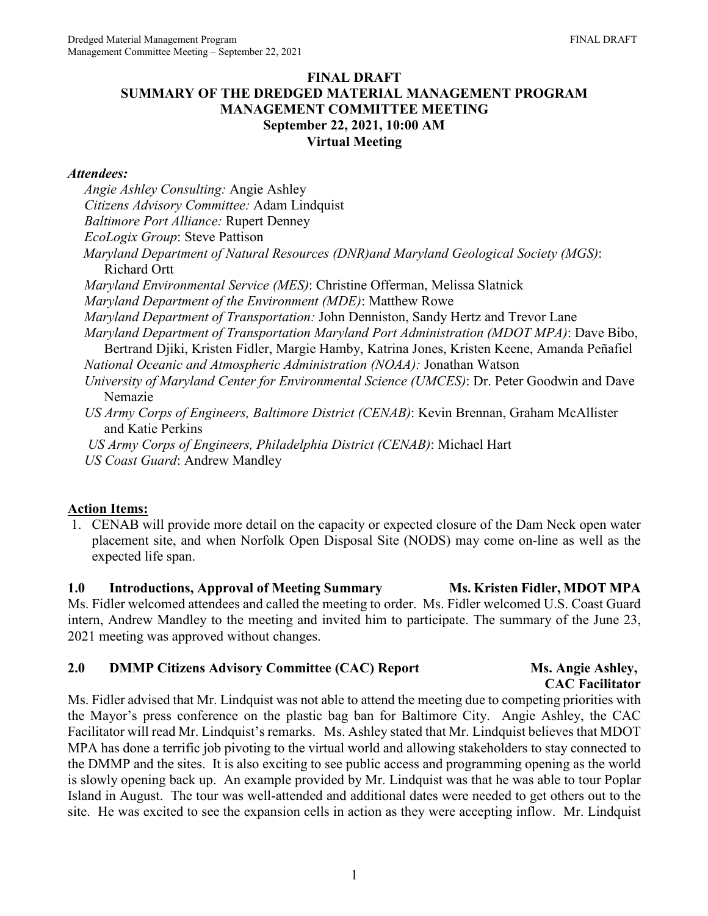**FINAL DRAFT**
**SUMMARY OF THE DREDGED MATERIAL MANAGEMENT PROGRAM MANAGEMENT COMMITTEE MEETING**
**September 22, 2021, 10:00 AM**
**Virtual Meeting**

***Attendees:***

*Angie Ashley Consulting:* Angie Ashley
*Citizens Advisory Committee:* Adam Lindquist
*Baltimore Port Alliance:* Rupert Denney
*EcoLogix Group*: Steve Pattison
*Maryland Department of Natural Resources (DNR)and Maryland Geological Society (MGS)*: Richard Ortt
*Maryland Environmental Service (MES)*: Christine Offerman, Melissa Slatnick
*Maryland Department of the Environment (MDE)*: Matthew Rowe
*Maryland Department of Transportation:* John Denniston, Sandy Hertz and Trevor Lane
*Maryland Department of Transportation Maryland Port Administration (MDOT MPA)*: Dave Bibo, Bertrand Djiki, Kristen Fidler, Margie Hamby, Katrina Jones, Kristen Keene, Amanda Peñafiel
*National Oceanic and Atmospheric Administration (NOAA):* Jonathan Watson
*University of Maryland Center for Environmental Science (UMCES)*: Dr. Peter Goodwin and Dave Nemazie
*US Army Corps of Engineers, Baltimore District (CENAB)*: Kevin Brennan, Graham McAllister and Katie Perkins
*US Army Corps of Engineers, Philadelphia District (CENAB)*: Michael Hart
*US Coast Guard*: Andrew Mandley

**Action Items:**

1. CENAB will provide more detail on the capacity or expected closure of the Dam Neck open water placement site, and when Norfolk Open Disposal Site (NODS) may come on-line as well as the expected life span.

## 1.0 Introductions, Approval of Meeting Summary — Ms. Kristen Fidler, MDOT MPA

Ms. Fidler welcomed attendees and called the meeting to order. Ms. Fidler welcomed U.S. Coast Guard intern, Andrew Mandley to the meeting and invited him to participate. The summary of the June 23, 2021 meeting was approved without changes.

## 2.0 DMMP Citizens Advisory Committee (CAC) Report — Ms. Angie Ashley, CAC Facilitator

Ms. Fidler advised that Mr. Lindquist was not able to attend the meeting due to competing priorities with the Mayor's press conference on the plastic bag ban for Baltimore City. Angie Ashley, the CAC Facilitator will read Mr. Lindquist's remarks. Ms. Ashley stated that Mr. Lindquist believes that MDOT MPA has done a terrific job pivoting to the virtual world and allowing stakeholders to stay connected to the DMMP and the sites. It is also exciting to see public access and programming opening as the world is slowly opening back up. An example provided by Mr. Lindquist was that he was able to tour Poplar Island in August. The tour was well-attended and additional dates were needed to get others out to the site. He was excited to see the expansion cells in action as they were accepting inflow. Mr. Lindquist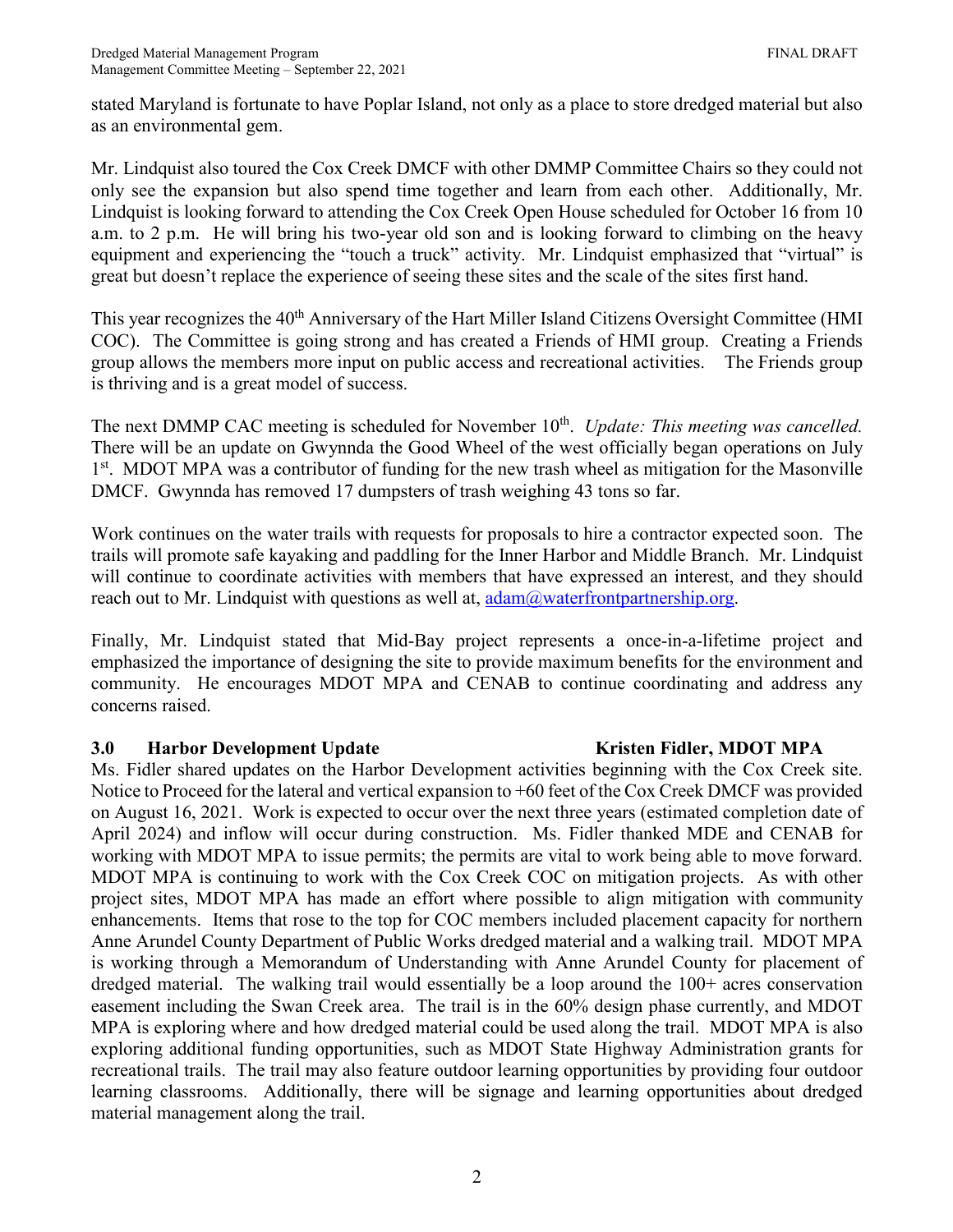stated Maryland is fortunate to have Poplar Island, not only as a place to store dredged material but also as an environmental gem.

Mr. Lindquist also toured the Cox Creek DMCF with other DMMP Committee Chairs so they could not only see the expansion but also spend time together and learn from each other. Additionally, Mr. Lindquist is looking forward to attending the Cox Creek Open House scheduled for October 16 from 10 a.m. to 2 p.m. He will bring his two-year old son and is looking forward to climbing on the heavy equipment and experiencing the "touch a truck" activity. Mr. Lindquist emphasized that "virtual" is great but doesn't replace the experience of seeing these sites and the scale of the sites first hand.

This year recognizes the 40th Anniversary of the Hart Miller Island Citizens Oversight Committee (HMI COC). The Committee is going strong and has created a Friends of HMI group. Creating a Friends group allows the members more input on public access and recreational activities. The Friends group is thriving and is a great model of success.

The next DMMP CAC meeting is scheduled for November 10th. *Update: This meeting was cancelled.* There will be an update on Gwynnda the Good Wheel of the west officially began operations on July 1st. MDOT MPA was a contributor of funding for the new trash wheel as mitigation for the Masonville DMCF. Gwynnda has removed 17 dumpsters of trash weighing 43 tons so far.

Work continues on the water trails with requests for proposals to hire a contractor expected soon. The trails will promote safe kayaking and paddling for the Inner Harbor and Middle Branch. Mr. Lindquist will continue to coordinate activities with members that have expressed an interest, and they should reach out to Mr. Lindquist with questions as well at, adam@waterfrontpartnership.org.

Finally, Mr. Lindquist stated that Mid-Bay project represents a once-in-a-lifetime project and emphasized the importance of designing the site to provide maximum benefits for the environment and community. He encourages MDOT MPA and CENAB to continue coordinating and address any concerns raised.

## 3.0 Harbor Development Update — Kristen Fidler, MDOT MPA

Ms. Fidler shared updates on the Harbor Development activities beginning with the Cox Creek site. Notice to Proceed for the lateral and vertical expansion to +60 feet of the Cox Creek DMCF was provided on August 16, 2021. Work is expected to occur over the next three years (estimated completion date of April 2024) and inflow will occur during construction. Ms. Fidler thanked MDE and CENAB for working with MDOT MPA to issue permits; the permits are vital to work being able to move forward. MDOT MPA is continuing to work with the Cox Creek COC on mitigation projects. As with other project sites, MDOT MPA has made an effort where possible to align mitigation with community enhancements. Items that rose to the top for COC members included placement capacity for northern Anne Arundel County Department of Public Works dredged material and a walking trail. MDOT MPA is working through a Memorandum of Understanding with Anne Arundel County for placement of dredged material. The walking trail would essentially be a loop around the 100+ acres conservation easement including the Swan Creek area. The trail is in the 60% design phase currently, and MDOT MPA is exploring where and how dredged material could be used along the trail. MDOT MPA is also exploring additional funding opportunities, such as MDOT State Highway Administration grants for recreational trails. The trail may also feature outdoor learning opportunities by providing four outdoor learning classrooms. Additionally, there will be signage and learning opportunities about dredged material management along the trail.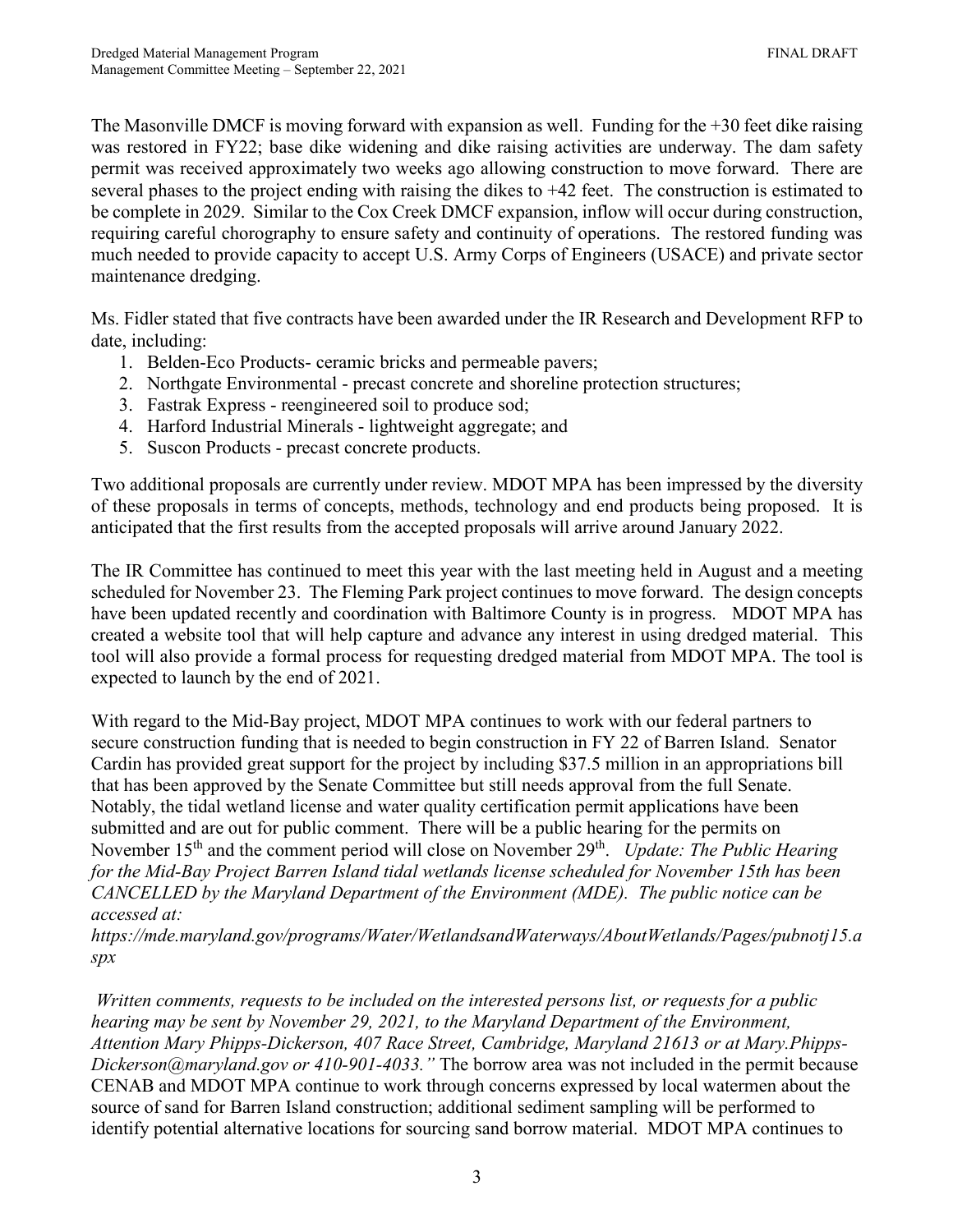The Masonville DMCF is moving forward with expansion as well. Funding for the +30 feet dike raising was restored in FY22; base dike widening and dike raising activities are underway. The dam safety permit was received approximately two weeks ago allowing construction to move forward. There are several phases to the project ending with raising the dikes to +42 feet. The construction is estimated to be complete in 2029. Similar to the Cox Creek DMCF expansion, inflow will occur during construction, requiring careful chorography to ensure safety and continuity of operations. The restored funding was much needed to provide capacity to accept U.S. Army Corps of Engineers (USACE) and private sector maintenance dredging.

Ms. Fidler stated that five contracts have been awarded under the IR Research and Development RFP to date, including:

1. Belden-Eco Products- ceramic bricks and permeable pavers;
2. Northgate Environmental - precast concrete and shoreline protection structures;
3. Fastrak Express - reengineered soil to produce sod;
4. Harford Industrial Minerals - lightweight aggregate; and
5. Suscon Products - precast concrete products.

Two additional proposals are currently under review. MDOT MPA has been impressed by the diversity of these proposals in terms of concepts, methods, technology and end products being proposed. It is anticipated that the first results from the accepted proposals will arrive around January 2022.

The IR Committee has continued to meet this year with the last meeting held in August and a meeting scheduled for November 23. The Fleming Park project continues to move forward. The design concepts have been updated recently and coordination with Baltimore County is in progress. MDOT MPA has created a website tool that will help capture and advance any interest in using dredged material. This tool will also provide a formal process for requesting dredged material from MDOT MPA. The tool is expected to launch by the end of 2021.

With regard to the Mid-Bay project, MDOT MPA continues to work with our federal partners to secure construction funding that is needed to begin construction in FY 22 of Barren Island. Senator Cardin has provided great support for the project by including $37.5 million in an appropriations bill that has been approved by the Senate Committee but still needs approval from the full Senate. Notably, the tidal wetland license and water quality certification permit applications have been submitted and are out for public comment. There will be a public hearing for the permits on November 15th and the comment period will close on November 29th. *Update: The Public Hearing for the Mid-Bay Project Barren Island tidal wetlands license scheduled for November 15th has been CANCELLED by the Maryland Department of the Environment (MDE). The public notice can be accessed at: https://mde.maryland.gov/programs/Water/WetlandsandWaterways/AboutWetlands/Pages/pubnotj15.aspx*

*Written comments, requests to be included on the interested persons list, or requests for a public hearing may be sent by November 29, 2021, to the Maryland Department of the Environment, Attention Mary Phipps-Dickerson, 407 Race Street, Cambridge, Maryland 21613 or at Mary.Phipps-Dickerson@maryland.gov or 410-901-4033."* The borrow area was not included in the permit because CENAB and MDOT MPA continue to work through concerns expressed by local watermen about the source of sand for Barren Island construction; additional sediment sampling will be performed to identify potential alternative locations for sourcing sand borrow material. MDOT MPA continues to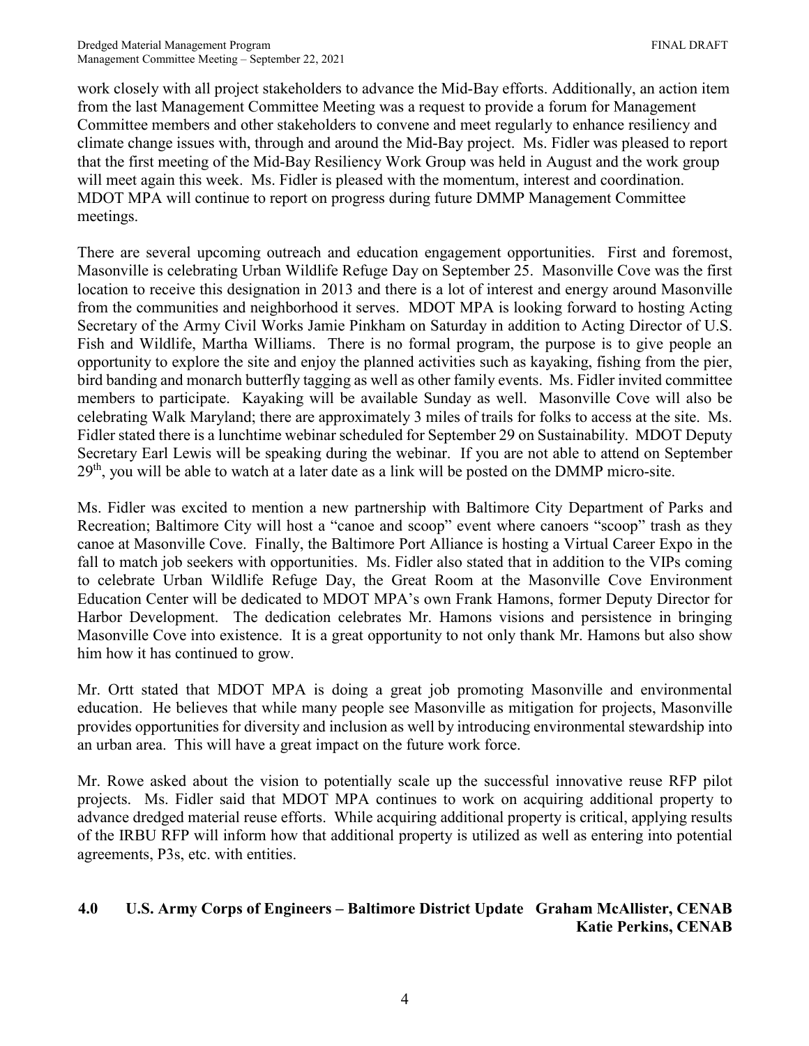work closely with all project stakeholders to advance the Mid-Bay efforts. Additionally, an action item from the last Management Committee Meeting was a request to provide a forum for Management Committee members and other stakeholders to convene and meet regularly to enhance resiliency and climate change issues with, through and around the Mid-Bay project. Ms. Fidler was pleased to report that the first meeting of the Mid-Bay Resiliency Work Group was held in August and the work group will meet again this week. Ms. Fidler is pleased with the momentum, interest and coordination. MDOT MPA will continue to report on progress during future DMMP Management Committee meetings.

There are several upcoming outreach and education engagement opportunities. First and foremost, Masonville is celebrating Urban Wildlife Refuge Day on September 25. Masonville Cove was the first location to receive this designation in 2013 and there is a lot of interest and energy around Masonville from the communities and neighborhood it serves. MDOT MPA is looking forward to hosting Acting Secretary of the Army Civil Works Jamie Pinkham on Saturday in addition to Acting Director of U.S. Fish and Wildlife, Martha Williams. There is no formal program, the purpose is to give people an opportunity to explore the site and enjoy the planned activities such as kayaking, fishing from the pier, bird banding and monarch butterfly tagging as well as other family events. Ms. Fidler invited committee members to participate. Kayaking will be available Sunday as well. Masonville Cove will also be celebrating Walk Maryland; there are approximately 3 miles of trails for folks to access at the site. Ms. Fidler stated there is a lunchtime webinar scheduled for September 29 on Sustainability. MDOT Deputy Secretary Earl Lewis will be speaking during the webinar. If you are not able to attend on September 29th, you will be able to watch at a later date as a link will be posted on the DMMP micro-site.

Ms. Fidler was excited to mention a new partnership with Baltimore City Department of Parks and Recreation; Baltimore City will host a "canoe and scoop" event where canoers "scoop" trash as they canoe at Masonville Cove. Finally, the Baltimore Port Alliance is hosting a Virtual Career Expo in the fall to match job seekers with opportunities. Ms. Fidler also stated that in addition to the VIPs coming to celebrate Urban Wildlife Refuge Day, the Great Room at the Masonville Cove Environment Education Center will be dedicated to MDOT MPA's own Frank Hamons, former Deputy Director for Harbor Development. The dedication celebrates Mr. Hamons visions and persistence in bringing Masonville Cove into existence. It is a great opportunity to not only thank Mr. Hamons but also show him how it has continued to grow.

Mr. Ortt stated that MDOT MPA is doing a great job promoting Masonville and environmental education. He believes that while many people see Masonville as mitigation for projects, Masonville provides opportunities for diversity and inclusion as well by introducing environmental stewardship into an urban area. This will have a great impact on the future work force.

Mr. Rowe asked about the vision to potentially scale up the successful innovative reuse RFP pilot projects. Ms. Fidler said that MDOT MPA continues to work on acquiring additional property to advance dredged material reuse efforts. While acquiring additional property is critical, applying results of the IRBU RFP will inform how that additional property is utilized as well as entering into potential agreements, P3s, etc. with entities.

## 4.0 U.S. Army Corps of Engineers – Baltimore District Update — Graham McAllister, CENAB; Katie Perkins, CENAB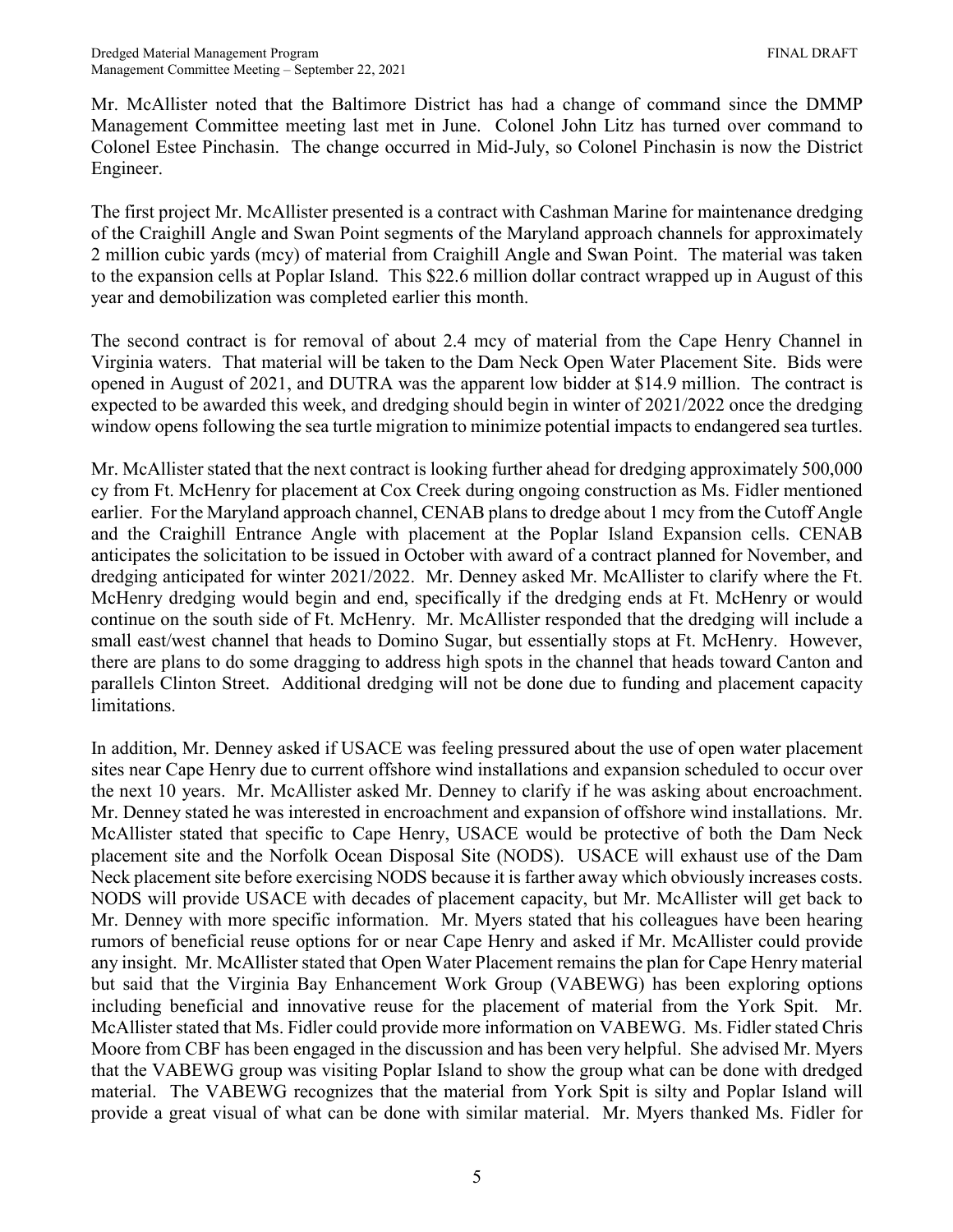Mr. McAllister noted that the Baltimore District has had a change of command since the DMMP Management Committee meeting last met in June. Colonel John Litz has turned over command to Colonel Estee Pinchasin. The change occurred in Mid-July, so Colonel Pinchasin is now the District Engineer.

The first project Mr. McAllister presented is a contract with Cashman Marine for maintenance dredging of the Craighill Angle and Swan Point segments of the Maryland approach channels for approximately 2 million cubic yards (mcy) of material from Craighill Angle and Swan Point. The material was taken to the expansion cells at Poplar Island. This $22.6 million dollar contract wrapped up in August of this year and demobilization was completed earlier this month.

The second contract is for removal of about 2.4 mcy of material from the Cape Henry Channel in Virginia waters. That material will be taken to the Dam Neck Open Water Placement Site. Bids were opened in August of 2021, and DUTRA was the apparent low bidder at $14.9 million. The contract is expected to be awarded this week, and dredging should begin in winter of 2021/2022 once the dredging window opens following the sea turtle migration to minimize potential impacts to endangered sea turtles.

Mr. McAllister stated that the next contract is looking further ahead for dredging approximately 500,000 cy from Ft. McHenry for placement at Cox Creek during ongoing construction as Ms. Fidler mentioned earlier. For the Maryland approach channel, CENAB plans to dredge about 1 mcy from the Cutoff Angle and the Craighill Entrance Angle with placement at the Poplar Island Expansion cells. CENAB anticipates the solicitation to be issued in October with award of a contract planned for November, and dredging anticipated for winter 2021/2022. Mr. Denney asked Mr. McAllister to clarify where the Ft. McHenry dredging would begin and end, specifically if the dredging ends at Ft. McHenry or would continue on the south side of Ft. McHenry. Mr. McAllister responded that the dredging will include a small east/west channel that heads to Domino Sugar, but essentially stops at Ft. McHenry. However, there are plans to do some dragging to address high spots in the channel that heads toward Canton and parallels Clinton Street. Additional dredging will not be done due to funding and placement capacity limitations.

In addition, Mr. Denney asked if USACE was feeling pressured about the use of open water placement sites near Cape Henry due to current offshore wind installations and expansion scheduled to occur over the next 10 years. Mr. McAllister asked Mr. Denney to clarify if he was asking about encroachment. Mr. Denney stated he was interested in encroachment and expansion of offshore wind installations. Mr. McAllister stated that specific to Cape Henry, USACE would be protective of both the Dam Neck placement site and the Norfolk Ocean Disposal Site (NODS). USACE will exhaust use of the Dam Neck placement site before exercising NODS because it is farther away which obviously increases costs. NODS will provide USACE with decades of placement capacity, but Mr. McAllister will get back to Mr. Denney with more specific information. Mr. Myers stated that his colleagues have been hearing rumors of beneficial reuse options for or near Cape Henry and asked if Mr. McAllister could provide any insight. Mr. McAllister stated that Open Water Placement remains the plan for Cape Henry material but said that the Virginia Bay Enhancement Work Group (VABEWG) has been exploring options including beneficial and innovative reuse for the placement of material from the York Spit. Mr. McAllister stated that Ms. Fidler could provide more information on VABEWG. Ms. Fidler stated Chris Moore from CBF has been engaged in the discussion and has been very helpful. She advised Mr. Myers that the VABEWG group was visiting Poplar Island to show the group what can be done with dredged material. The VABEWG recognizes that the material from York Spit is silty and Poplar Island will provide a great visual of what can be done with similar material. Mr. Myers thanked Ms. Fidler for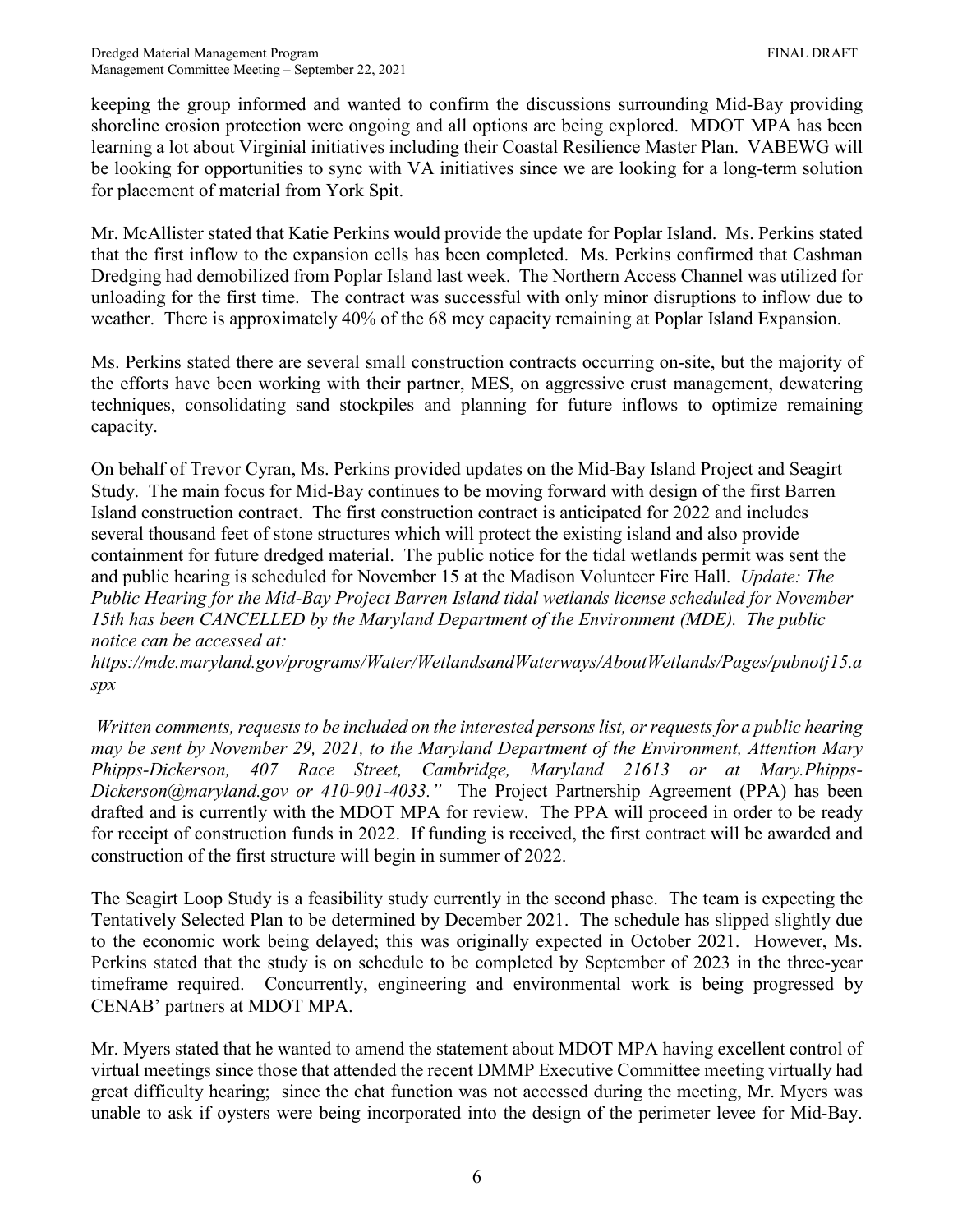keeping the group informed and wanted to confirm the discussions surrounding Mid-Bay providing shoreline erosion protection were ongoing and all options are being explored. MDOT MPA has been learning a lot about Virginial initiatives including their Coastal Resilience Master Plan. VABEWG will be looking for opportunities to sync with VA initiatives since we are looking for a long-term solution for placement of material from York Spit.

Mr. McAllister stated that Katie Perkins would provide the update for Poplar Island. Ms. Perkins stated that the first inflow to the expansion cells has been completed. Ms. Perkins confirmed that Cashman Dredging had demobilized from Poplar Island last week. The Northern Access Channel was utilized for unloading for the first time. The contract was successful with only minor disruptions to inflow due to weather. There is approximately 40% of the 68 mcy capacity remaining at Poplar Island Expansion.

Ms. Perkins stated there are several small construction contracts occurring on-site, but the majority of the efforts have been working with their partner, MES, on aggressive crust management, dewatering techniques, consolidating sand stockpiles and planning for future inflows to optimize remaining capacity.

On behalf of Trevor Cyran, Ms. Perkins provided updates on the Mid-Bay Island Project and Seagirt Study. The main focus for Mid-Bay continues to be moving forward with design of the first Barren Island construction contract. The first construction contract is anticipated for 2022 and includes several thousand feet of stone structures which will protect the existing island and also provide containment for future dredged material. The public notice for the tidal wetlands permit was sent the and public hearing is scheduled for November 15 at the Madison Volunteer Fire Hall. *Update: The Public Hearing for the Mid-Bay Project Barren Island tidal wetlands license scheduled for November 15th has been CANCELLED by the Maryland Department of the Environment (MDE). The public notice can be accessed at: https://mde.maryland.gov/programs/Water/WetlandsandWaterways/AboutWetlands/Pages/pubnotj15.aspx*

*Written comments, requests to be included on the interested persons list, or requests for a public hearing may be sent by November 29, 2021, to the Maryland Department of the Environment, Attention Mary Phipps-Dickerson, 407 Race Street, Cambridge, Maryland 21613 or at Mary.Phipps-Dickerson@maryland.gov or 410-901-4033."* The Project Partnership Agreement (PPA) has been drafted and is currently with the MDOT MPA for review. The PPA will proceed in order to be ready for receipt of construction funds in 2022. If funding is received, the first contract will be awarded and construction of the first structure will begin in summer of 2022.

The Seagirt Loop Study is a feasibility study currently in the second phase. The team is expecting the Tentatively Selected Plan to be determined by December 2021. The schedule has slipped slightly due to the economic work being delayed; this was originally expected in October 2021. However, Ms. Perkins stated that the study is on schedule to be completed by September of 2023 in the three-year timeframe required. Concurrently, engineering and environmental work is being progressed by CENAB' partners at MDOT MPA.

Mr. Myers stated that he wanted to amend the statement about MDOT MPA having excellent control of virtual meetings since those that attended the recent DMMP Executive Committee meeting virtually had great difficulty hearing; since the chat function was not accessed during the meeting, Mr. Myers was unable to ask if oysters were being incorporated into the design of the perimeter levee for Mid-Bay.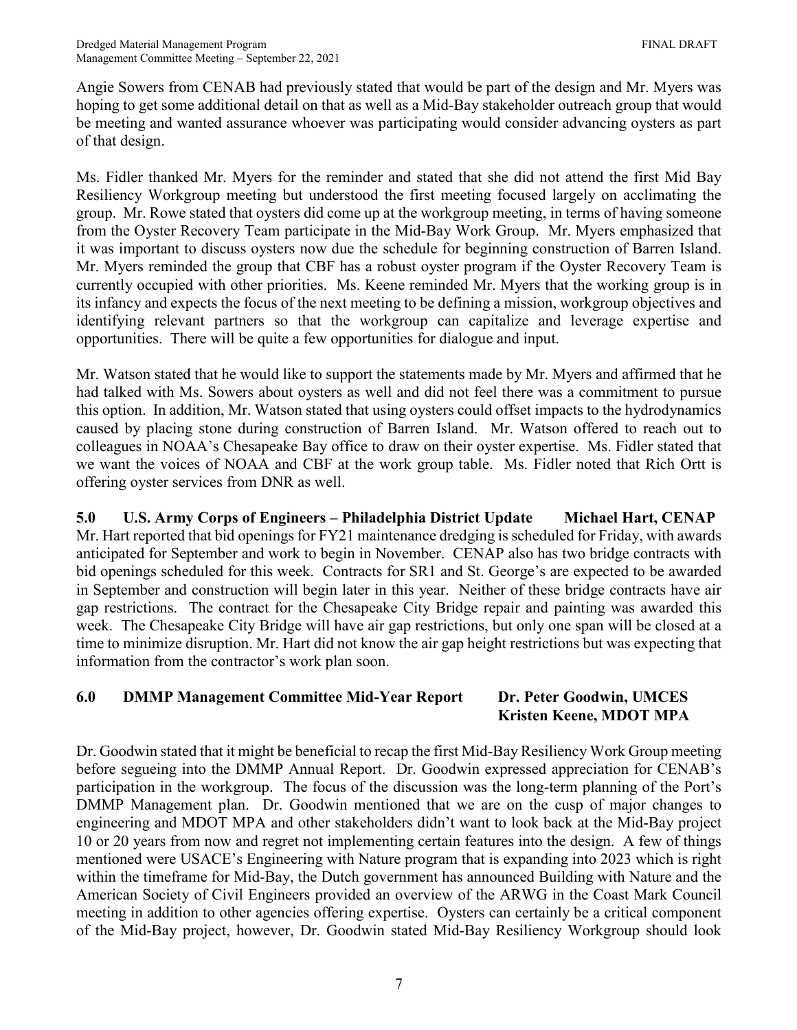Angie Sowers from CENAB had previously stated that would be part of the design and Mr. Myers was hoping to get some additional detail on that as well as a Mid-Bay stakeholder outreach group that would be meeting and wanted assurance whoever was participating would consider advancing oysters as part of that design.

Ms. Fidler thanked Mr. Myers for the reminder and stated that she did not attend the first Mid Bay Resiliency Workgroup meeting but understood the first meeting focused largely on acclimating the group. Mr. Rowe stated that oysters did come up at the workgroup meeting, in terms of having someone from the Oyster Recovery Team participate in the Mid-Bay Work Group. Mr. Myers emphasized that it was important to discuss oysters now due the schedule for beginning construction of Barren Island. Mr. Myers reminded the group that CBF has a robust oyster program if the Oyster Recovery Team is currently occupied with other priorities. Ms. Keene reminded Mr. Myers that the working group is in its infancy and expects the focus of the next meeting to be defining a mission, workgroup objectives and identifying relevant partners so that the workgroup can capitalize and leverage expertise and opportunities. There will be quite a few opportunities for dialogue and input.

Mr. Watson stated that he would like to support the statements made by Mr. Myers and affirmed that he had talked with Ms. Sowers about oysters as well and did not feel there was a commitment to pursue this option. In addition, Mr. Watson stated that using oysters could offset impacts to the hydrodynamics caused by placing stone during construction of Barren Island. Mr. Watson offered to reach out to colleagues in NOAA's Chesapeake Bay office to draw on their oyster expertise. Ms. Fidler stated that we want the voices of NOAA and CBF at the work group table. Ms. Fidler noted that Rich Ortt is offering oyster services from DNR as well.

## 5.0 U.S. Army Corps of Engineers – Philadelphia District Update — Michael Hart, CENAP

Mr. Hart reported that bid openings for FY21 maintenance dredging is scheduled for Friday, with awards anticipated for September and work to begin in November. CENAP also has two bridge contracts with bid openings scheduled for this week. Contracts for SR1 and St. George's are expected to be awarded in September and construction will begin later in this year. Neither of these bridge contracts have air gap restrictions. The contract for the Chesapeake City Bridge repair and painting was awarded this week. The Chesapeake City Bridge will have air gap restrictions, but only one span will be closed at a time to minimize disruption. Mr. Hart did not know the air gap height restrictions but was expecting that information from the contractor's work plan soon.

## 6.0 DMMP Management Committee Mid-Year Report — Dr. Peter Goodwin, UMCES; Kristen Keene, MDOT MPA

Dr. Goodwin stated that it might be beneficial to recap the first Mid-Bay Resiliency Work Group meeting before segueing into the DMMP Annual Report. Dr. Goodwin expressed appreciation for CENAB's participation in the workgroup. The focus of the discussion was the long-term planning of the Port's DMMP Management plan. Dr. Goodwin mentioned that we are on the cusp of major changes to engineering and MDOT MPA and other stakeholders didn't want to look back at the Mid-Bay project 10 or 20 years from now and regret not implementing certain features into the design. A few of things mentioned were USACE's Engineering with Nature program that is expanding into 2023 which is right within the timeframe for Mid-Bay, the Dutch government has announced Building with Nature and the American Society of Civil Engineers provided an overview of the ARWG in the Coast Mark Council meeting in addition to other agencies offering expertise. Oysters can certainly be a critical component of the Mid-Bay project, however, Dr. Goodwin stated Mid-Bay Resiliency Workgroup should look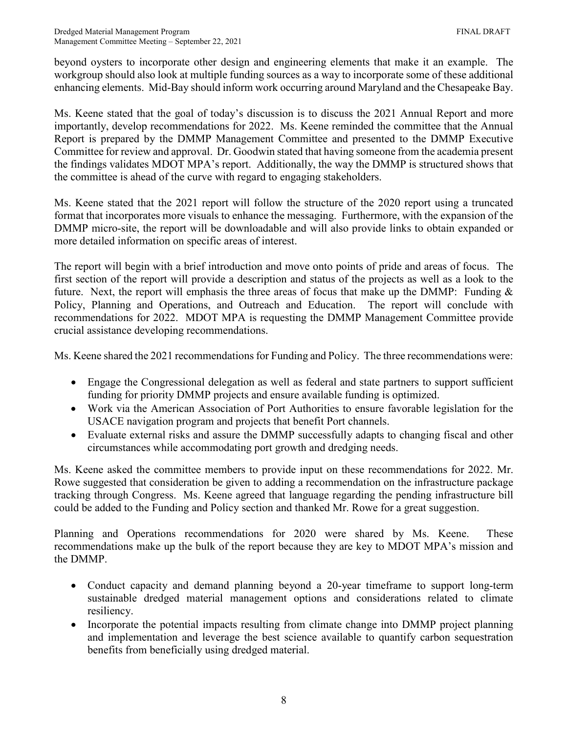beyond oysters to incorporate other design and engineering elements that make it an example. The workgroup should also look at multiple funding sources as a way to incorporate some of these additional enhancing elements. Mid-Bay should inform work occurring around Maryland and the Chesapeake Bay.

Ms. Keene stated that the goal of today's discussion is to discuss the 2021 Annual Report and more importantly, develop recommendations for 2022. Ms. Keene reminded the committee that the Annual Report is prepared by the DMMP Management Committee and presented to the DMMP Executive Committee for review and approval. Dr. Goodwin stated that having someone from the academia present the findings validates MDOT MPA's report. Additionally, the way the DMMP is structured shows that the committee is ahead of the curve with regard to engaging stakeholders.

Ms. Keene stated that the 2021 report will follow the structure of the 2020 report using a truncated format that incorporates more visuals to enhance the messaging. Furthermore, with the expansion of the DMMP micro-site, the report will be downloadable and will also provide links to obtain expanded or more detailed information on specific areas of interest.

The report will begin with a brief introduction and move onto points of pride and areas of focus. The first section of the report will provide a description and status of the projects as well as a look to the future. Next, the report will emphasis the three areas of focus that make up the DMMP: Funding & Policy, Planning and Operations, and Outreach and Education. The report will conclude with recommendations for 2022. MDOT MPA is requesting the DMMP Management Committee provide crucial assistance developing recommendations.

Ms. Keene shared the 2021 recommendations for Funding and Policy. The three recommendations were:

- Engage the Congressional delegation as well as federal and state partners to support sufficient funding for priority DMMP projects and ensure available funding is optimized.
- Work via the American Association of Port Authorities to ensure favorable legislation for the USACE navigation program and projects that benefit Port channels.
- Evaluate external risks and assure the DMMP successfully adapts to changing fiscal and other circumstances while accommodating port growth and dredging needs.

Ms. Keene asked the committee members to provide input on these recommendations for 2022. Mr. Rowe suggested that consideration be given to adding a recommendation on the infrastructure package tracking through Congress. Ms. Keene agreed that language regarding the pending infrastructure bill could be added to the Funding and Policy section and thanked Mr. Rowe for a great suggestion.

Planning and Operations recommendations for 2020 were shared by Ms. Keene. These recommendations make up the bulk of the report because they are key to MDOT MPA's mission and the DMMP.

- Conduct capacity and demand planning beyond a 20-year timeframe to support long-term sustainable dredged material management options and considerations related to climate resiliency.
- Incorporate the potential impacts resulting from climate change into DMMP project planning and implementation and leverage the best science available to quantify carbon sequestration benefits from beneficially using dredged material.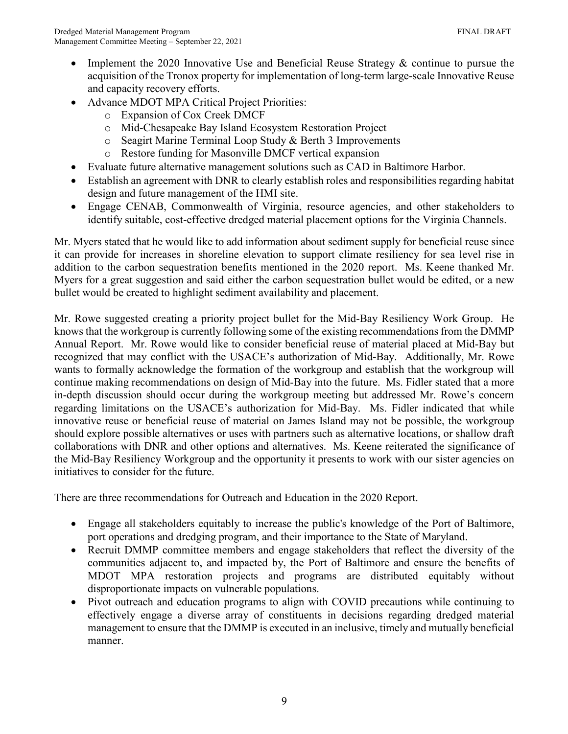- Implement the 2020 Innovative Use and Beneficial Reuse Strategy & continue to pursue the acquisition of the Tronox property for implementation of long-term large-scale Innovative Reuse and capacity recovery efforts.
- Advance MDOT MPA Critical Project Priorities:
  - Expansion of Cox Creek DMCF
  - Mid-Chesapeake Bay Island Ecosystem Restoration Project
  - Seagirt Marine Terminal Loop Study & Berth 3 Improvements
  - Restore funding for Masonville DMCF vertical expansion
- Evaluate future alternative management solutions such as CAD in Baltimore Harbor.
- Establish an agreement with DNR to clearly establish roles and responsibilities regarding habitat design and future management of the HMI site.
- Engage CENAB, Commonwealth of Virginia, resource agencies, and other stakeholders to identify suitable, cost-effective dredged material placement options for the Virginia Channels.

Mr. Myers stated that he would like to add information about sediment supply for beneficial reuse since it can provide for increases in shoreline elevation to support climate resiliency for sea level rise in addition to the carbon sequestration benefits mentioned in the 2020 report. Ms. Keene thanked Mr. Myers for a great suggestion and said either the carbon sequestration bullet would be edited, or a new bullet would be created to highlight sediment availability and placement.

Mr. Rowe suggested creating a priority project bullet for the Mid-Bay Resiliency Work Group. He knows that the workgroup is currently following some of the existing recommendations from the DMMP Annual Report. Mr. Rowe would like to consider beneficial reuse of material placed at Mid-Bay but recognized that may conflict with the USACE's authorization of Mid-Bay. Additionally, Mr. Rowe wants to formally acknowledge the formation of the workgroup and establish that the workgroup will continue making recommendations on design of Mid-Bay into the future. Ms. Fidler stated that a more in-depth discussion should occur during the workgroup meeting but addressed Mr. Rowe's concern regarding limitations on the USACE's authorization for Mid-Bay. Ms. Fidler indicated that while innovative reuse or beneficial reuse of material on James Island may not be possible, the workgroup should explore possible alternatives or uses with partners such as alternative locations, or shallow draft collaborations with DNR and other options and alternatives. Ms. Keene reiterated the significance of the Mid-Bay Resiliency Workgroup and the opportunity it presents to work with our sister agencies on initiatives to consider for the future.

There are three recommendations for Outreach and Education in the 2020 Report.

- Engage all stakeholders equitably to increase the public's knowledge of the Port of Baltimore, port operations and dredging program, and their importance to the State of Maryland.
- Recruit DMMP committee members and engage stakeholders that reflect the diversity of the communities adjacent to, and impacted by, the Port of Baltimore and ensure the benefits of MDOT MPA restoration projects and programs are distributed equitably without disproportionate impacts on vulnerable populations.
- Pivot outreach and education programs to align with COVID precautions while continuing to effectively engage a diverse array of constituents in decisions regarding dredged material management to ensure that the DMMP is executed in an inclusive, timely and mutually beneficial manner.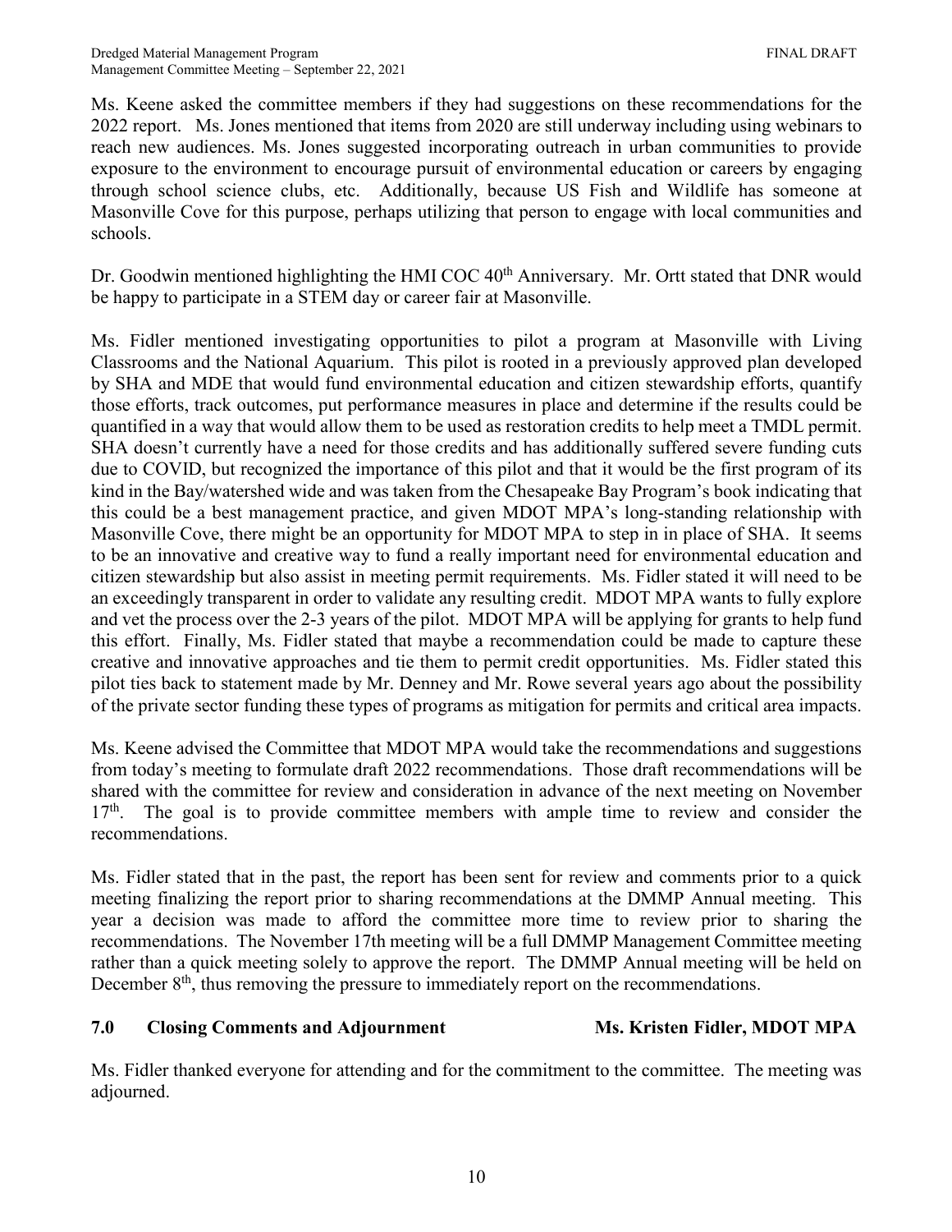Ms. Keene asked the committee members if they had suggestions on these recommendations for the 2022 report. Ms. Jones mentioned that items from 2020 are still underway including using webinars to reach new audiences. Ms. Jones suggested incorporating outreach in urban communities to provide exposure to the environment to encourage pursuit of environmental education or careers by engaging through school science clubs, etc. Additionally, because US Fish and Wildlife has someone at Masonville Cove for this purpose, perhaps utilizing that person to engage with local communities and schools.

Dr. Goodwin mentioned highlighting the HMI COC 40th Anniversary. Mr. Ortt stated that DNR would be happy to participate in a STEM day or career fair at Masonville.

Ms. Fidler mentioned investigating opportunities to pilot a program at Masonville with Living Classrooms and the National Aquarium. This pilot is rooted in a previously approved plan developed by SHA and MDE that would fund environmental education and citizen stewardship efforts, quantify those efforts, track outcomes, put performance measures in place and determine if the results could be quantified in a way that would allow them to be used as restoration credits to help meet a TMDL permit. SHA doesn't currently have a need for those credits and has additionally suffered severe funding cuts due to COVID, but recognized the importance of this pilot and that it would be the first program of its kind in the Bay/watershed wide and was taken from the Chesapeake Bay Program's book indicating that this could be a best management practice, and given MDOT MPA's long-standing relationship with Masonville Cove, there might be an opportunity for MDOT MPA to step in in place of SHA. It seems to be an innovative and creative way to fund a really important need for environmental education and citizen stewardship but also assist in meeting permit requirements. Ms. Fidler stated it will need to be an exceedingly transparent in order to validate any resulting credit. MDOT MPA wants to fully explore and vet the process over the 2-3 years of the pilot. MDOT MPA will be applying for grants to help fund this effort. Finally, Ms. Fidler stated that maybe a recommendation could be made to capture these creative and innovative approaches and tie them to permit credit opportunities. Ms. Fidler stated this pilot ties back to statement made by Mr. Denney and Mr. Rowe several years ago about the possibility of the private sector funding these types of programs as mitigation for permits and critical area impacts.

Ms. Keene advised the Committee that MDOT MPA would take the recommendations and suggestions from today's meeting to formulate draft 2022 recommendations. Those draft recommendations will be shared with the committee for review and consideration in advance of the next meeting on November 17th. The goal is to provide committee members with ample time to review and consider the recommendations.

Ms. Fidler stated that in the past, the report has been sent for review and comments prior to a quick meeting finalizing the report prior to sharing recommendations at the DMMP Annual meeting. This year a decision was made to afford the committee more time to review prior to sharing the recommendations. The November 17th meeting will be a full DMMP Management Committee meeting rather than a quick meeting solely to approve the report. The DMMP Annual meeting will be held on December 8th, thus removing the pressure to immediately report on the recommendations.

## 7.0 Closing Comments and Adjournment — Ms. Kristen Fidler, MDOT MPA

Ms. Fidler thanked everyone for attending and for the commitment to the committee. The meeting was adjourned.